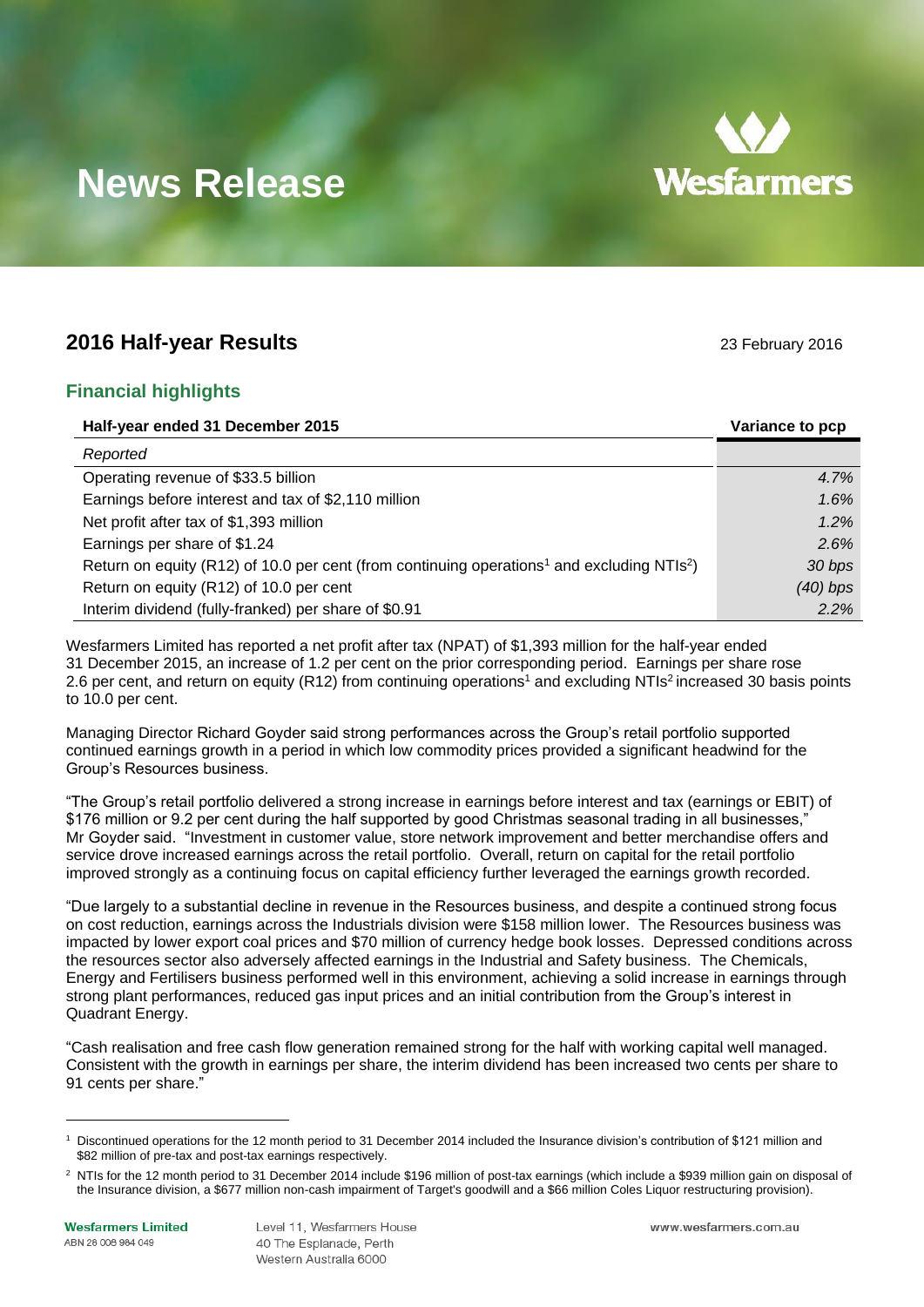# News Release

## 2016 Half-year Results

23 February 2016

### Financial highlights

| Half-year ended 31 December 2015 | Variance to pcp |
|---|---|
| *Reported* | |
| Operating revenue of $33.5 billion | *4.7%* |
| Earnings before interest and tax of $2,110 million | *1.6%* |
| Net profit after tax of $1,393 million | *1.2%* |
| Earnings per share of $1.24 | *2.6%* |
| Return on equity (R12) of 10.0 per cent (from continuing operations[1] and excluding NTIs[2]) | *30 bps* |
| Return on equity (R12) of 10.0 per cent | *(40) bps* |
| Interim dividend (fully-franked) per share of $0.91 | *2.2%* |

Wesfarmers Limited has reported a net profit after tax (NPAT) of $1,393 million for the half-year ended 31 December 2015, an increase of 1.2 per cent on the prior corresponding period. Earnings per share rose 2.6 per cent, and return on equity (R12) from continuing operations[1] and excluding NTIs[2] increased 30 basis points to 10.0 per cent.

Managing Director Richard Goyder said strong performances across the Group's retail portfolio supported continued earnings growth in a period in which low commodity prices provided a significant headwind for the Group's Resources business.

"The Group's retail portfolio delivered a strong increase in earnings before interest and tax (earnings or EBIT) of $176 million or 9.2 per cent during the half supported by good Christmas seasonal trading in all businesses," Mr Goyder said. "Investment in customer value, store network improvement and better merchandise offers and service drove increased earnings across the retail portfolio. Overall, return on capital for the retail portfolio improved strongly as a continuing focus on capital efficiency further leveraged the earnings growth recorded.

"Due largely to a substantial decline in revenue in the Resources business, and despite a continued strong focus on cost reduction, earnings across the Industrials division were $158 million lower. The Resources business was impacted by lower export coal prices and $70 million of currency hedge book losses. Depressed conditions across the resources sector also adversely affected earnings in the Industrial and Safety business. The Chemicals, Energy and Fertilisers business performed well in this environment, achieving a solid increase in earnings through strong plant performances, reduced gas input prices and an initial contribution from the Group's interest in Quadrant Energy.

"Cash realisation and free cash flow generation remained strong for the half with working capital well managed. Consistent with the growth in earnings per share, the interim dividend has been increased two cents per share to 91 cents per share."

[1] Discontinued operations for the 12 month period to 31 December 2014 included the Insurance division's contribution of $121 million and $82 million of pre-tax and post-tax earnings respectively.

[2] NTIs for the 12 month period to 31 December 2014 include $196 million of post-tax earnings (which include a $939 million gain on disposal of the Insurance division, a $677 million non-cash impairment of Target's goodwill and a $66 million Coles Liquor restructuring provision).

**Wesfarmers Limited**
ABN 28 008 984 049

Level 11, Wesfarmers House
40 The Esplanade, Perth
Western Australia 6000

www.wesfarmers.com.au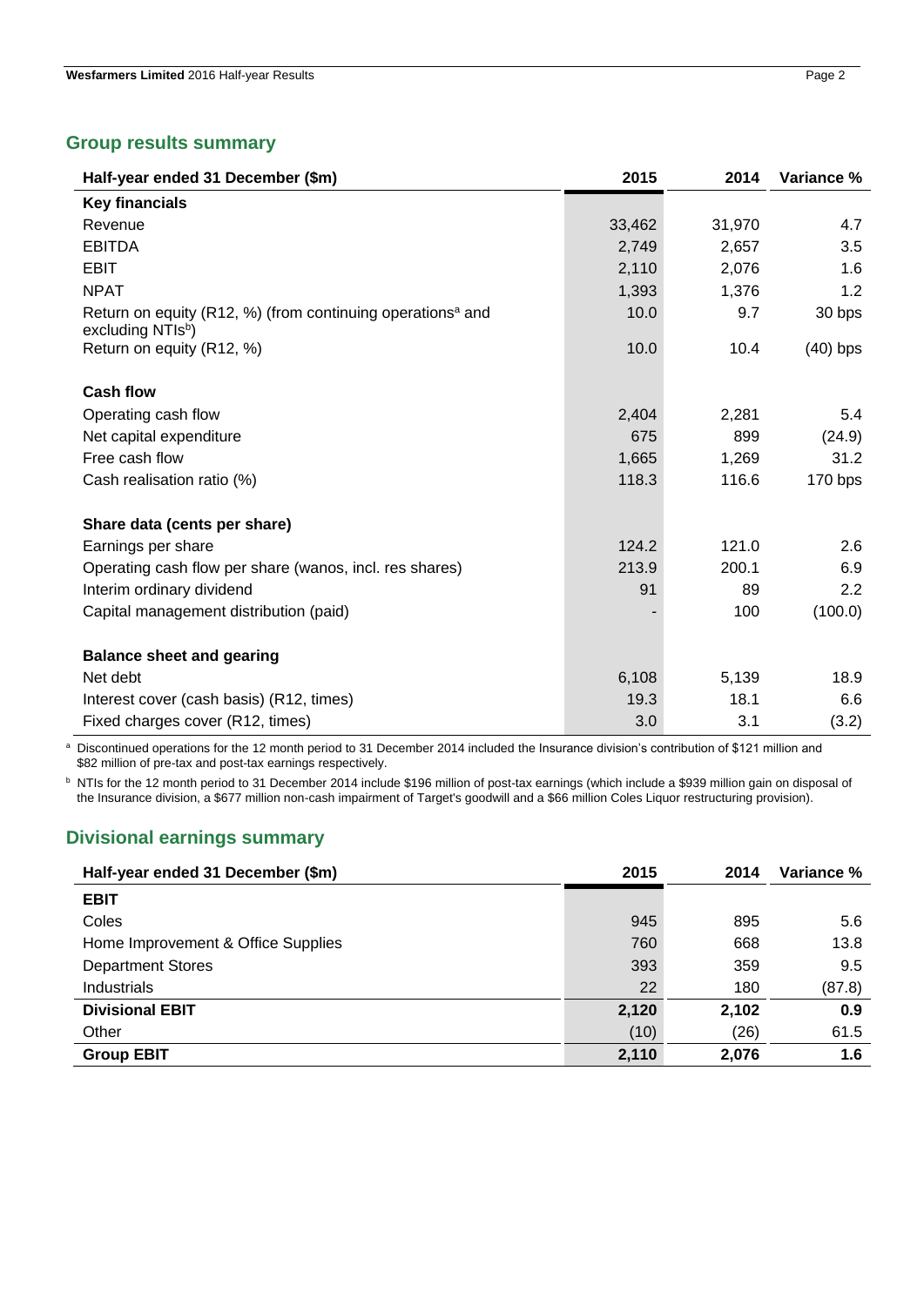## Group results summary

| Half-year ended 31 December ($m) | 2015 | 2014 | Variance % |
|---|---|---|---|
| **Key financials** | | | |
| Revenue | 33,462 | 31,970 | 4.7 |
| EBITDA | 2,749 | 2,657 | 3.5 |
| EBIT | 2,110 | 2,076 | 1.6 |
| NPAT | 1,393 | 1,376 | 1.2 |
| Return on equity (R12, %) (from continuing operations[a] and excluding NTIs[b]) | 10.0 | 9.7 | 30 bps |
| Return on equity (R12, %) | 10.0 | 10.4 | (40) bps |
| | | | |
| **Cash flow** | | | |
| Operating cash flow | 2,404 | 2,281 | 5.4 |
| Net capital expenditure | 675 | 899 | (24.9) |
| Free cash flow | 1,665 | 1,269 | 31.2 |
| Cash realisation ratio (%) | 118.3 | 116.6 | 170 bps |
| | | | |
| **Share data (cents per share)** | | | |
| Earnings per share | 124.2 | 121.0 | 2.6 |
| Operating cash flow per share (wanos, incl. res shares) | 213.9 | 200.1 | 6.9 |
| Interim ordinary dividend | 91 | 89 | 2.2 |
| Capital management distribution (paid) | - | 100 | (100.0) |
| | | | |
| **Balance sheet and gearing** | | | |
| Net debt | 6,108 | 5,139 | 18.9 |
| Interest cover (cash basis) (R12, times) | 19.3 | 18.1 | 6.6 |
| Fixed charges cover (R12, times) | 3.0 | 3.1 | (3.2) |

[a] Discontinued operations for the 12 month period to 31 December 2014 included the Insurance division's contribution of $121 million and $82 million of pre-tax and post-tax earnings respectively.

[b] NTIs for the 12 month period to 31 December 2014 include $196 million of post-tax earnings (which include a $939 million gain on disposal of the Insurance division, a $677 million non-cash impairment of Target's goodwill and a $66 million Coles Liquor restructuring provision).

## Divisional earnings summary

| Half-year ended 31 December ($m) | 2015 | 2014 | Variance % |
|---|---|---|---|
| **EBIT** | | | |
| Coles | 945 | 895 | 5.6 |
| Home Improvement & Office Supplies | 760 | 668 | 13.8 |
| Department Stores | 393 | 359 | 9.5 |
| Industrials | 22 | 180 | (87.8) |
| **Divisional EBIT** | **2,120** | **2,102** | **0.9** |
| Other | (10) | (26) | 61.5 |
| **Group EBIT** | **2,110** | **2,076** | **1.6** |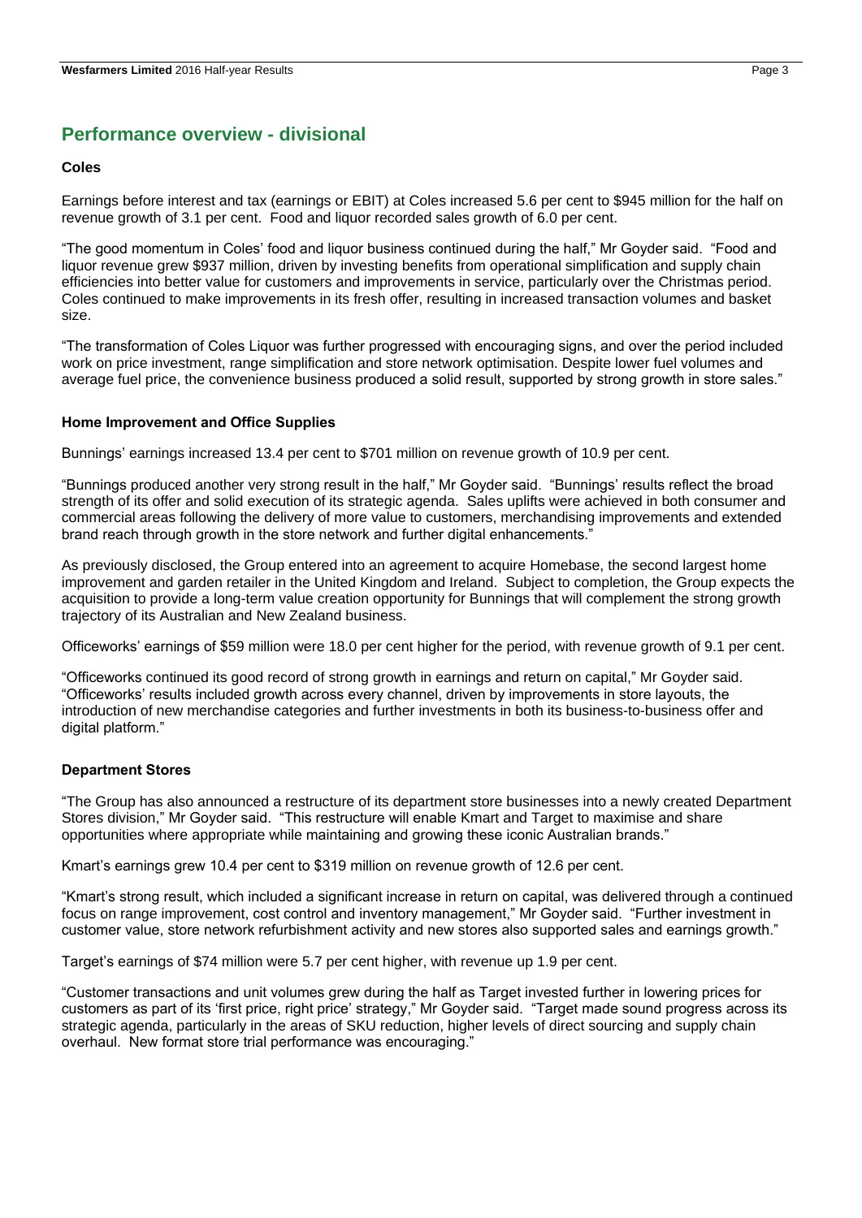## Performance overview - divisional

### Coles

Earnings before interest and tax (earnings or EBIT) at Coles increased 5.6 per cent to $945 million for the half on revenue growth of 3.1 per cent. Food and liquor recorded sales growth of 6.0 per cent.

"The good momentum in Coles' food and liquor business continued during the half," Mr Goyder said. "Food and liquor revenue grew $937 million, driven by investing benefits from operational simplification and supply chain efficiencies into better value for customers and improvements in service, particularly over the Christmas period. Coles continued to make improvements in its fresh offer, resulting in increased transaction volumes and basket size.

"The transformation of Coles Liquor was further progressed with encouraging signs, and over the period included work on price investment, range simplification and store network optimisation. Despite lower fuel volumes and average fuel price, the convenience business produced a solid result, supported by strong growth in store sales."

### Home Improvement and Office Supplies

Bunnings' earnings increased 13.4 per cent to $701 million on revenue growth of 10.9 per cent.

"Bunnings produced another very strong result in the half," Mr Goyder said. "Bunnings' results reflect the broad strength of its offer and solid execution of its strategic agenda. Sales uplifts were achieved in both consumer and commercial areas following the delivery of more value to customers, merchandising improvements and extended brand reach through growth in the store network and further digital enhancements."

As previously disclosed, the Group entered into an agreement to acquire Homebase, the second largest home improvement and garden retailer in the United Kingdom and Ireland. Subject to completion, the Group expects the acquisition to provide a long-term value creation opportunity for Bunnings that will complement the strong growth trajectory of its Australian and New Zealand business.

Officeworks' earnings of $59 million were 18.0 per cent higher for the period, with revenue growth of 9.1 per cent.

"Officeworks continued its good record of strong growth in earnings and return on capital," Mr Goyder said. "Officeworks' results included growth across every channel, driven by improvements in store layouts, the introduction of new merchandise categories and further investments in both its business-to-business offer and digital platform."

### Department Stores

"The Group has also announced a restructure of its department store businesses into a newly created Department Stores division," Mr Goyder said. "This restructure will enable Kmart and Target to maximise and share opportunities where appropriate while maintaining and growing these iconic Australian brands."

Kmart's earnings grew 10.4 per cent to $319 million on revenue growth of 12.6 per cent.

"Kmart's strong result, which included a significant increase in return on capital, was delivered through a continued focus on range improvement, cost control and inventory management," Mr Goyder said. "Further investment in customer value, store network refurbishment activity and new stores also supported sales and earnings growth."

Target's earnings of $74 million were 5.7 per cent higher, with revenue up 1.9 per cent.

"Customer transactions and unit volumes grew during the half as Target invested further in lowering prices for customers as part of its 'first price, right price' strategy," Mr Goyder said. "Target made sound progress across its strategic agenda, particularly in the areas of SKU reduction, higher levels of direct sourcing and supply chain overhaul. New format store trial performance was encouraging."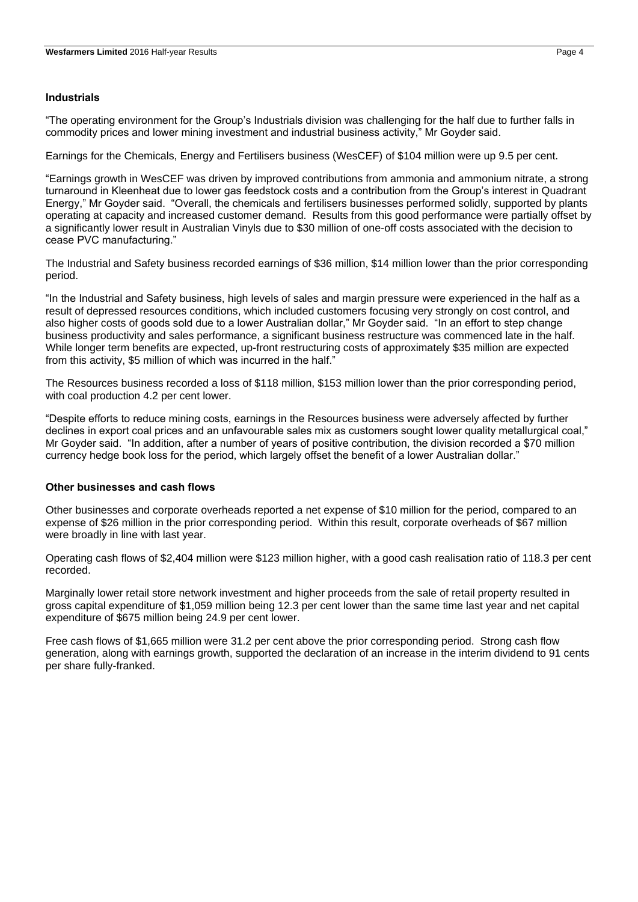### Industrials

"The operating environment for the Group's Industrials division was challenging for the half due to further falls in commodity prices and lower mining investment and industrial business activity," Mr Goyder said.

Earnings for the Chemicals, Energy and Fertilisers business (WesCEF) of $104 million were up 9.5 per cent.

"Earnings growth in WesCEF was driven by improved contributions from ammonia and ammonium nitrate, a strong turnaround in Kleenheat due to lower gas feedstock costs and a contribution from the Group's interest in Quadrant Energy," Mr Goyder said. "Overall, the chemicals and fertilisers businesses performed solidly, supported by plants operating at capacity and increased customer demand. Results from this good performance were partially offset by a significantly lower result in Australian Vinyls due to $30 million of one-off costs associated with the decision to cease PVC manufacturing."

The Industrial and Safety business recorded earnings of $36 million, $14 million lower than the prior corresponding period.

"In the Industrial and Safety business, high levels of sales and margin pressure were experienced in the half as a result of depressed resources conditions, which included customers focusing very strongly on cost control, and also higher costs of goods sold due to a lower Australian dollar," Mr Goyder said. "In an effort to step change business productivity and sales performance, a significant business restructure was commenced late in the half. While longer term benefits are expected, up-front restructuring costs of approximately $35 million are expected from this activity, $5 million of which was incurred in the half."

The Resources business recorded a loss of $118 million, $153 million lower than the prior corresponding period, with coal production 4.2 per cent lower.

"Despite efforts to reduce mining costs, earnings in the Resources business were adversely affected by further declines in export coal prices and an unfavourable sales mix as customers sought lower quality metallurgical coal," Mr Goyder said. "In addition, after a number of years of positive contribution, the division recorded a $70 million currency hedge book loss for the period, which largely offset the benefit of a lower Australian dollar."

### Other businesses and cash flows

Other businesses and corporate overheads reported a net expense of $10 million for the period, compared to an expense of $26 million in the prior corresponding period. Within this result, corporate overheads of $67 million were broadly in line with last year.

Operating cash flows of $2,404 million were $123 million higher, with a good cash realisation ratio of 118.3 per cent recorded.

Marginally lower retail store network investment and higher proceeds from the sale of retail property resulted in gross capital expenditure of $1,059 million being 12.3 per cent lower than the same time last year and net capital expenditure of $675 million being 24.9 per cent lower.

Free cash flows of $1,665 million were 31.2 per cent above the prior corresponding period. Strong cash flow generation, along with earnings growth, supported the declaration of an increase in the interim dividend to 91 cents per share fully-franked.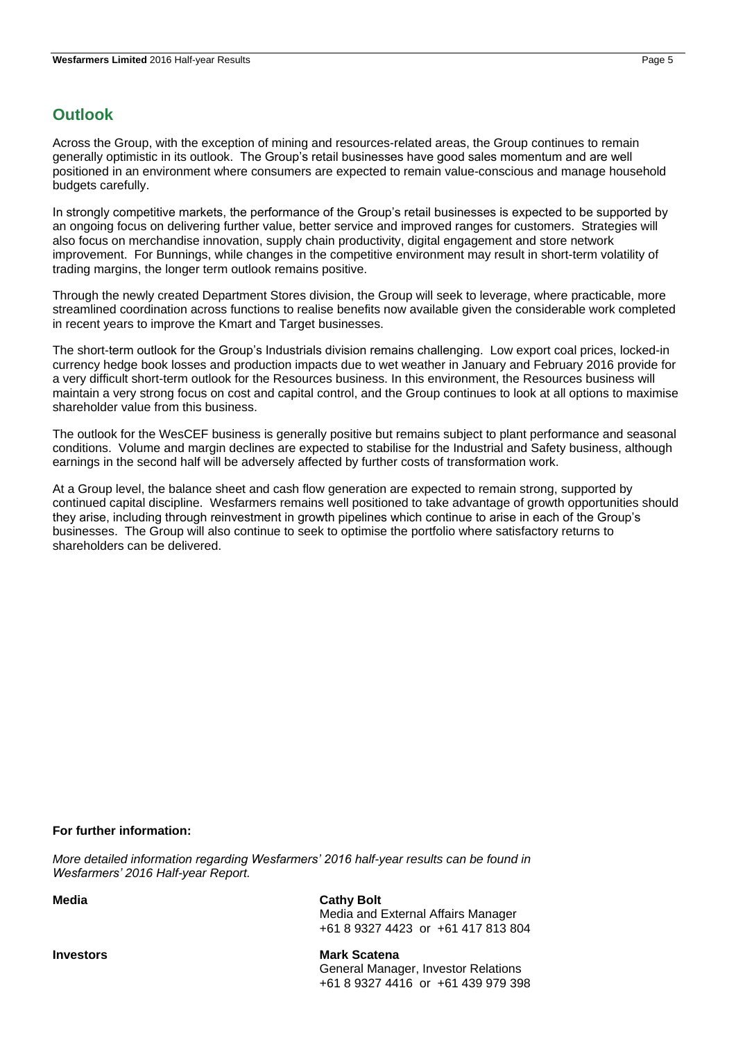## Outlook

Across the Group, with the exception of mining and resources-related areas, the Group continues to remain generally optimistic in its outlook. The Group's retail businesses have good sales momentum and are well positioned in an environment where consumers are expected to remain value-conscious and manage household budgets carefully.

In strongly competitive markets, the performance of the Group's retail businesses is expected to be supported by an ongoing focus on delivering further value, better service and improved ranges for customers. Strategies will also focus on merchandise innovation, supply chain productivity, digital engagement and store network improvement. For Bunnings, while changes in the competitive environment may result in short-term volatility of trading margins, the longer term outlook remains positive.

Through the newly created Department Stores division, the Group will seek to leverage, where practicable, more streamlined coordination across functions to realise benefits now available given the considerable work completed in recent years to improve the Kmart and Target businesses.

The short-term outlook for the Group's Industrials division remains challenging. Low export coal prices, locked-in currency hedge book losses and production impacts due to wet weather in January and February 2016 provide for a very difficult short-term outlook for the Resources business. In this environment, the Resources business will maintain a very strong focus on cost and capital control, and the Group continues to look at all options to maximise shareholder value from this business.

The outlook for the WesCEF business is generally positive but remains subject to plant performance and seasonal conditions. Volume and margin declines are expected to stabilise for the Industrial and Safety business, although earnings in the second half will be adversely affected by further costs of transformation work.

At a Group level, the balance sheet and cash flow generation are expected to remain strong, supported by continued capital discipline. Wesfarmers remains well positioned to take advantage of growth opportunities should they arise, including through reinvestment in growth pipelines which continue to arise in each of the Group's businesses. The Group will also continue to seek to optimise the portfolio where satisfactory returns to shareholders can be delivered.

**For further information:**

*More detailed information regarding Wesfarmers' 2016 half-year results can be found in Wesfarmers' 2016 Half-year Report.*

**Media**

**Cathy Bolt**
Media and External Affairs Manager
+61 8 9327 4423 or +61 417 813 804

**Investors**

**Mark Scatena**
General Manager, Investor Relations
+61 8 9327 4416 or +61 439 979 398